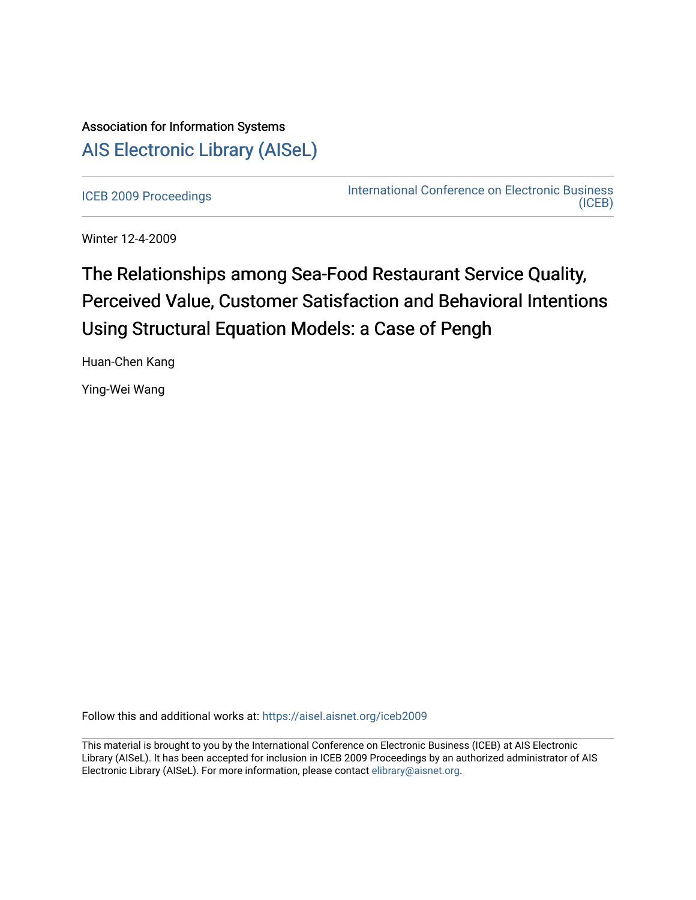Association for Information Systems

# AIS Electronic Library (AISeL)

ICEB 2009 Proceedings

International Conference on Electronic Business (ICEB)

Winter 12-4-2009

# The Relationships among Sea-Food Restaurant Service Quality, Perceived Value, Customer Satisfaction and Behavioral Intentions Using Structural Equation Models: a Case of Pengh

Huan-Chen Kang

Ying-Wei Wang

Follow this and additional works at: https://aisel.aisnet.org/iceb2009

This material is brought to you by the International Conference on Electronic Business (ICEB) at AIS Electronic Library (AISeL). It has been accepted for inclusion in ICEB 2009 Proceedings by an authorized administrator of AIS Electronic Library (AISeL). For more information, please contact elibrary@aisnet.org.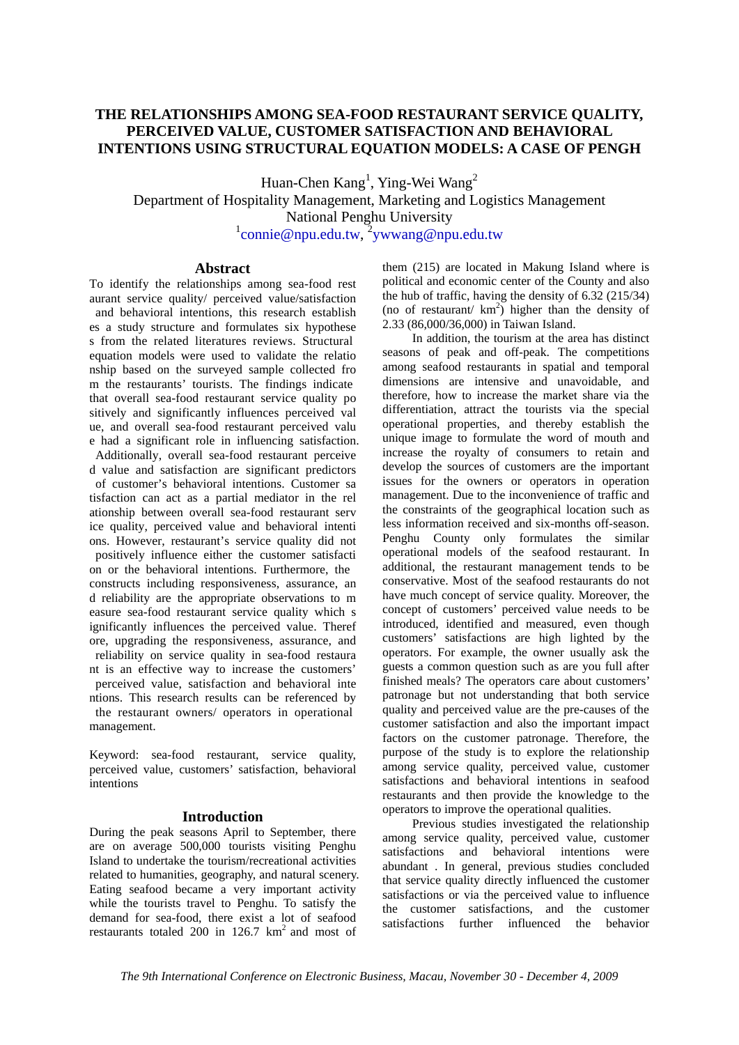# THE RELATIONSHIPS AMONG SEA-FOOD RESTAURANT SERVICE QUALITY, PERCEIVED VALUE, CUSTOMER SATISFACTION AND BEHAVIORAL INTENTIONS USING STRUCTURAL EQUATION MODELS: A CASE OF PENGH

Huan-Chen Kang[1], Ying-Wei Wang[2]
Department of Hospitality Management, Marketing and Logistics Management
National Penghu University
[1]connie@npu.edu.tw, [2]ywwang@npu.edu.tw

## Abstract

To identify the relationships among sea-food restaurant service quality/ perceived value/satisfaction and behavioral intentions, this research establishes a study structure and formulates six hypotheses from the related literatures reviews. Structural equation models were used to validate the relationship based on the surveyed sample collected from the restaurants' tourists. The findings indicate that overall sea-food restaurant service quality positively and significantly influences perceived value, and overall sea-food restaurant perceived value had a significant role in influencing satisfaction. Additionally, overall sea-food restaurant perceived value and satisfaction are significant predictors of customer's behavioral intentions. Customer satisfaction can act as a partial mediator in the relationship between overall sea-food restaurant service quality, perceived value and behavioral intentions. However, restaurant's service quality did not positively influence either the customer satisfaction or the behavioral intentions. Furthermore, the constructs including responsiveness, assurance, and reliability are the appropriate observations to measure sea-food restaurant service quality which significantly influences the perceived value. Therefore, upgrading the responsiveness, assurance, and reliability on service quality in sea-food restaurant is an effective way to increase the customers' perceived value, satisfaction and behavioral intentions. This research results can be referenced by the restaurant owners/ operators in operational management.

Keyword: sea-food restaurant, service quality, perceived value, customers' satisfaction, behavioral intentions

## Introduction

During the peak seasons April to September, there are on average 500,000 tourists visiting Penghu Island to undertake the tourism/recreational activities related to humanities, geography, and natural scenery. Eating seafood became a very important activity while the tourists travel to Penghu. To satisfy the demand for sea-food, there exist a lot of seafood restaurants totaled 200 in 126.7 $km^2$ and most of them (215) are located in Makung Island where is political and economic center of the County and also the hub of traffic, having the density of 6.32 (215/34) (no of restaurant/ $km^2$) higher than the density of 2.33 (86,000/36,000) in Taiwan Island.

In addition, the tourism at the area has distinct seasons of peak and off-peak. The competitions among seafood restaurants in spatial and temporal dimensions are intensive and unavoidable, and therefore, how to increase the market share via the differentiation, attract the tourists via the special operational properties, and thereby establish the unique image to formulate the word of mouth and increase the royalty of consumers to retain and develop the sources of customers are the important issues for the owners or operators in operation management. Due to the inconvenience of traffic and the constraints of the geographical location such as less information received and six-months off-season. Penghu County only formulates the similar operational models of the seafood restaurant. In additional, the restaurant management tends to be conservative. Most of the seafood restaurants do not have much concept of service quality. Moreover, the concept of customers' perceived value needs to be introduced, identified and measured, even though customers' satisfactions are high lighted by the operators. For example, the owner usually ask the guests a common question such as are you full after finished meals? The operators care about customers' patronage but not understanding that both service quality and perceived value are the pre-causes of the customer satisfaction and also the important impact factors on the customer patronage. Therefore, the purpose of the study is to explore the relationship among service quality, perceived value, customer satisfactions and behavioral intentions in seafood restaurants and then provide the knowledge to the operators to improve the operational qualities.

Previous studies investigated the relationship among service quality, perceived value, customer satisfactions and behavioral intentions were abundant . In general, previous studies concluded that service quality directly influenced the customer satisfactions or via the perceived value to influence the customer satisfactions, and the customer satisfactions further influenced the behavior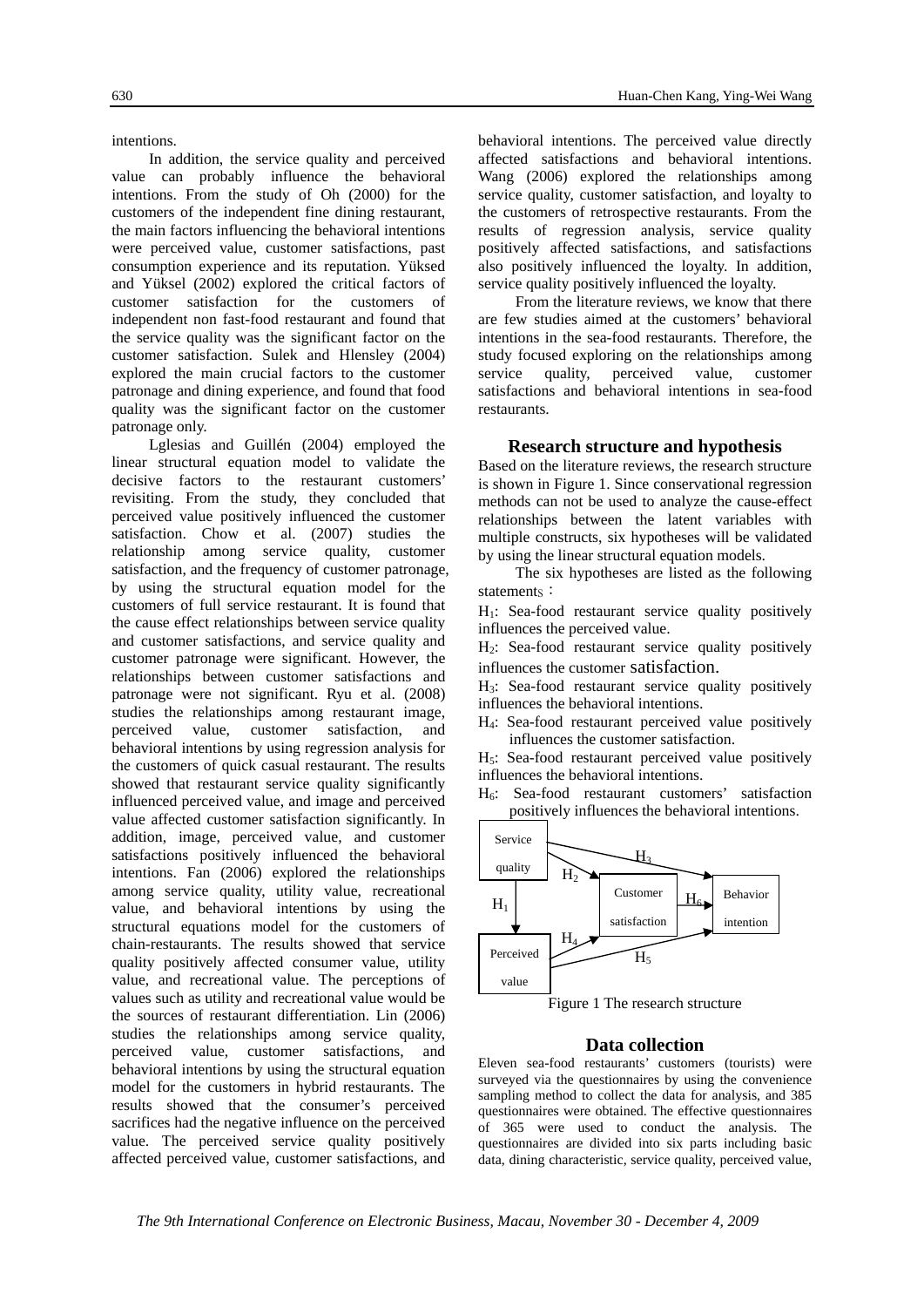intentions.

In addition, the service quality and perceived value can probably influence the behavioral intentions. From the study of Oh (2000) for the customers of the independent fine dining restaurant, the main factors influencing the behavioral intentions were perceived value, customer satisfactions, past consumption experience and its reputation. Yüksed and Yüksel (2002) explored the critical factors of customer satisfaction for the customers of independent non fast-food restaurant and found that the service quality was the significant factor on the customer satisfaction. Sulek and Hlensley (2004) explored the main crucial factors to the customer patronage and dining experience, and found that food quality was the significant factor on the customer patronage only.

Lglesias and Guillén (2004) employed the linear structural equation model to validate the decisive factors to the restaurant customers' revisiting. From the study, they concluded that perceived value positively influenced the customer satisfaction. Chow et al. (2007) studies the relationship among service quality, customer satisfaction, and the frequency of customer patronage, by using the structural equation model for the customers of full service restaurant. It is found that the cause effect relationships between service quality and customer satisfactions, and service quality and customer patronage were significant. However, the relationships between customer satisfactions and patronage were not significant. Ryu et al. (2008) studies the relationships among restaurant image, perceived value, customer satisfaction, and behavioral intentions by using regression analysis for the customers of quick casual restaurant. The results showed that restaurant service quality significantly influenced perceived value, and image and perceived value affected customer satisfaction significantly. In addition, image, perceived value, and customer satisfactions positively influenced the behavioral intentions. Fan (2006) explored the relationships among service quality, utility value, recreational value, and behavioral intentions by using the structural equations model for the customers of chain-restaurants. The results showed that service quality positively affected consumer value, utility value, and recreational value. The perceptions of values such as utility and recreational value would be the sources of restaurant differentiation. Lin (2006) studies the relationships among service quality, perceived value, customer satisfactions, and behavioral intentions by using the structural equation model for the customers in hybrid restaurants. The results showed that the consumer's perceived sacrifices had the negative influence on the perceived value. The perceived service quality positively affected perceived value, customer satisfactions, and behavioral intentions. The perceived value directly affected satisfactions and behavioral intentions. Wang (2006) explored the relationships among service quality, customer satisfaction, and loyalty to the customers of retrospective restaurants. From the results of regression analysis, service quality positively affected satisfactions, and satisfactions also positively influenced the loyalty. In addition, service quality positively influenced the loyalty.

From the literature reviews, we know that there are few studies aimed at the customers' behavioral intentions in the sea-food restaurants. Therefore, the study focused exploring on the relationships among service quality, perceived value, customer satisfactions and behavioral intentions in sea-food restaurants.

## Research structure and hypothesis

Based on the literature reviews, the research structure is shown in Figure 1. Since conservational regression methods can not be used to analyze the cause-effect relationships between the latent variables with multiple constructs, six hypotheses will be validated by using the linear structural equation models.

The six hypotheses are listed as the following statements：

$H_1$: Sea-food restaurant service quality positively influences the perceived value.

$H_2$: Sea-food restaurant service quality positively influences the customer satisfaction.

$H_3$: Sea-food restaurant service quality positively influences the behavioral intentions.

$H_4$: Sea-food restaurant perceived value positively influences the customer satisfaction.

$H_5$: Sea-food restaurant perceived value positively influences the behavioral intentions.

$H_6$: Sea-food restaurant customers' satisfaction positively influences the behavioral intentions.

```
Service quality --H1--> Perceived value
Service quality --H2--> Customer satisfaction
Service quality --H3--> Behavior intention
Perceived value --H4--> Customer satisfaction
Perceived value --H5--> Behavior intention
Customer satisfaction --H6--> Behavior intention
```

Figure 1 The research structure

## Data collection

Eleven sea-food restaurants' customers (tourists) were surveyed via the questionnaires by using the convenience sampling method to collect the data for analysis, and 385 questionnaires were obtained. The effective questionnaires of 365 were used to conduct the analysis. The questionnaires are divided into six parts including basic data, dining characteristic, service quality, perceived value,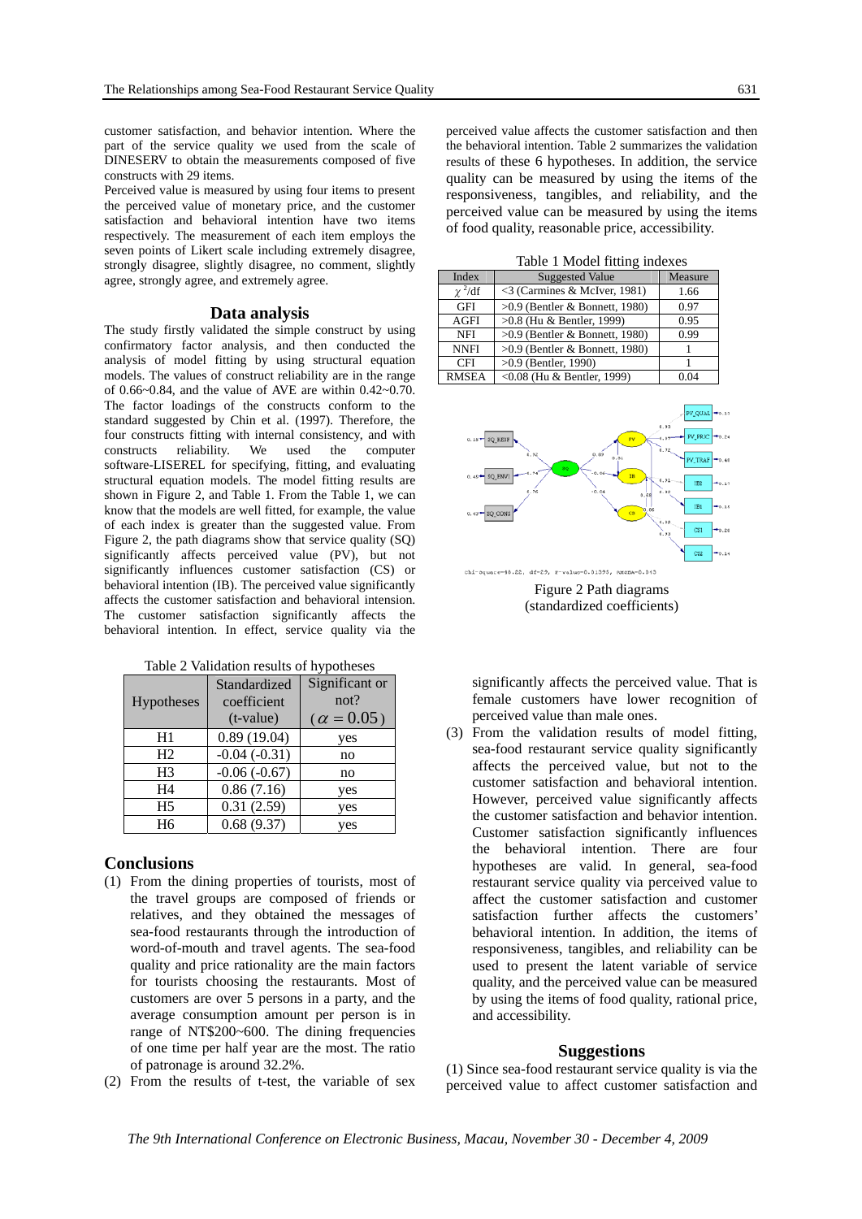customer satisfaction, and behavior intention. Where the part of the service quality we used from the scale of DINESERV to obtain the measurements composed of five constructs with 29 items.

Perceived value is measured by using four items to present the perceived value of monetary price, and the customer satisfaction and behavioral intention have two items respectively. The measurement of each item employs the seven points of Likert scale including extremely disagree, strongly disagree, slightly disagree, no comment, slightly agree, strongly agree, and extremely agree.

## Data analysis

The study firstly validated the simple construct by using confirmatory factor analysis, and then conducted the analysis of model fitting by using structural equation models. The values of construct reliability are in the range of 0.66~0.84, and the value of AVE are within 0.42~0.70. The factor loadings of the constructs conform to the standard suggested by Chin et al. (1997). Therefore, the four constructs fitting with internal consistency, and with constructs reliability. We used the computer software-LISEREL for specifying, fitting, and evaluating structural equation models. The model fitting results are shown in Figure 2, and Table 1. From the Table 1, we can know that the models are well fitted, for example, the value of each index is greater than the suggested value. From Figure 2, the path diagrams show that service quality (SQ) significantly affects perceived value (PV), but not significantly influences customer satisfaction (CS) or behavioral intention (IB). The perceived value significantly affects the customer satisfaction and behavioral intension. The customer satisfaction significantly affects the behavioral intention. In effect, service quality via the perceived value affects the customer satisfaction and then the behavioral intention. Table 2 summarizes the validation results of these 6 hypotheses. In addition, the service quality can be measured by using the items of the responsiveness, tangibles, and reliability, and the perceived value can be measured by using the items of food quality, reasonable price, accessibility.

Table 1 Model fitting indexes

| Index | Suggested Value | Measure |
|---|---|---|
| $\chi^2$/df | <3 (Carmines & McIver, 1981) | 1.66 |
| GFI | >0.9 (Bentler & Bonnett, 1980) | 0.97 |
| AGFI | >0.8 (Hu & Bentler, 1999) | 0.95 |
| NFI | >0.9 (Bentler & Bonnett, 1980) | 0.99 |
| NNFI | >0.9 (Bentler & Bonnett, 1980) | 1 |
| CFI | >0.9 (Bentler, 1990) | 1 |
| RMSEA | <0.08 (Hu & Bentler, 1999) | 0.04 |

Chi-Square=48.22, df=29, P-value=0.01393, RMSEA=0.043

Figure 2 Path diagrams (standardized coefficients)

Table 2 Validation results of hypotheses

| Hypotheses | Standardized coefficient (t-value) | Significant or not? ($\alpha = 0.05$) |
|---|---|---|
| H1 | 0.89 (19.04) | yes |
| H2 | -0.04 (-0.31) | no |
| H3 | -0.06 (-0.67) | no |
| H4 | 0.86 (7.16) | yes |
| H5 | 0.31 (2.59) | yes |
| H6 | 0.68 (9.37) | yes |

## Conclusions

(1) From the dining properties of tourists, most of the travel groups are composed of friends or relatives, and they obtained the messages of sea-food restaurants through the introduction of word-of-mouth and travel agents. The sea-food quality and price rationality are the main factors for tourists choosing the restaurants. Most of customers are over 5 persons in a party, and the average consumption amount per person is in range of NT$200~600. The dining frequencies of one time per half year are the most. The ratio of patronage is around 32.2%.

(2) From the results of t-test, the variable of sex significantly affects the perceived value. That is female customers have lower recognition of perceived value than male ones.

(3) From the validation results of model fitting, sea-food restaurant service quality significantly affects the perceived value, but not to the customer satisfaction and behavioral intention. However, perceived value significantly affects the customer satisfaction and behavior intention. Customer satisfaction significantly influences the behavioral intention. There are four hypotheses are valid. In general, sea-food restaurant service quality via perceived value to affect the customer satisfaction and customer satisfaction further affects the customers' behavioral intention. In addition, the items of responsiveness, tangibles, and reliability can be used to present the latent variable of service quality, and the perceived value can be measured by using the items of food quality, rational price, and accessibility.

## Suggestions

(1) Since sea-food restaurant service quality is via the perceived value to affect customer satisfaction and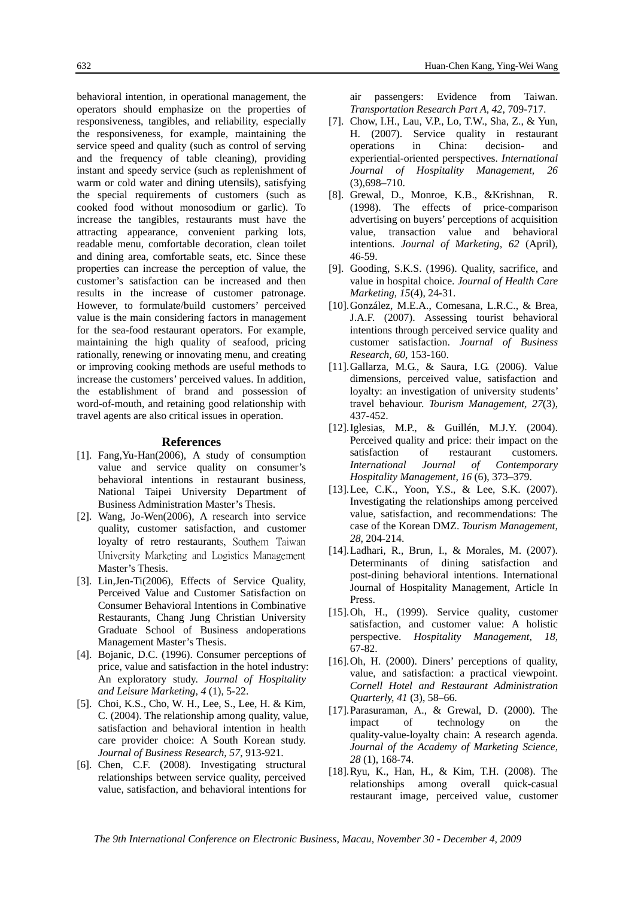behavioral intention, in operational management, the operators should emphasize on the properties of responsiveness, tangibles, and reliability, especially the responsiveness, for example, maintaining the service speed and quality (such as control of serving and the frequency of table cleaning), providing instant and speedy service (such as replenishment of warm or cold water and dining utensils), satisfying the special requirements of customers (such as cooked food without monosodium or garlic). To increase the tangibles, restaurants must have the attracting appearance, convenient parking lots, readable menu, comfortable decoration, clean toilet and dining area, comfortable seats, etc. Since these properties can increase the perception of value, the customer's satisfaction can be increased and then results in the increase of customer patronage. However, to formulate/build customers' perceived value is the main considering factors in management for the sea-food restaurant operators. For example, maintaining the high quality of seafood, pricing rationally, renewing or innovating menu, and creating or improving cooking methods are useful methods to increase the customers' perceived values. In addition, the establishment of brand and possession of word-of-mouth, and retaining good relationship with travel agents are also critical issues in operation.

## References

[1]. Fang,Yu-Han(2006), A study of consumption value and service quality on consumer's behavioral intentions in restaurant business, National Taipei University Department of Business Administration Master's Thesis.

[2]. Wang, Jo-Wen(2006), A research into service quality, customer satisfaction, and customer loyalty of retro restaurants, Southern Taiwan University Marketing and Logistics Management Master's Thesis.

[3]. Lin,Jen-Ti(2006), Effects of Service Quality, Perceived Value and Customer Satisfaction on Consumer Behavioral Intentions in Combinative Restaurants, Chang Jung Christian University Graduate School of Business andoperations Management Master's Thesis.

[4]. Bojanic, D.C. (1996). Consumer perceptions of price, value and satisfaction in the hotel industry: An exploratory study. *Journal of Hospitality and Leisure Marketing, 4* (1), 5-22.

[5]. Choi, K.S., Cho, W. H., Lee, S., Lee, H. & Kim, C. (2004). The relationship among quality, value, satisfaction and behavioral intention in health care provider choice: A South Korean study. *Journal of Business Research, 57*, 913-921.

[6]. Chen, C.F. (2008). Investigating structural relationships between service quality, perceived value, satisfaction, and behavioral intentions for air passengers: Evidence from Taiwan. *Transportation Research Part A, 42*, 709-717.

[7]. Chow, I.H., Lau, V.P., Lo, T.W., Sha, Z., & Yun, H. (2007). Service quality in restaurant operations in China: decision- and experiential-oriented perspectives. *International Journal of Hospitality Management, 26* (3),698–710.

[8]. Grewal, D., Monroe, K.B., &Krishnan, R. (1998). The effects of price-comparison advertising on buyers' perceptions of acquisition value, transaction value and behavioral intentions. *Journal of Marketing, 62* (April), 46-59.

[9]. Gooding, S.K.S. (1996). Quality, sacrifice, and value in hospital choice. *Journal of Health Care Marketing, 15*(4), 24-31.

[10]. González, M.E.A., Comesana, L.R.C., & Brea, J.A.F. (2007). Assessing tourist behavioral intentions through perceived service quality and customer satisfaction. *Journal of Business Research, 60*, 153-160.

[11]. Gallarza, M.G., & Saura, I.G. (2006). Value dimensions, perceived value, satisfaction and loyalty: an investigation of university students' travel behaviour. *Tourism Management, 27*(3), 437-452.

[12]. Iglesias, M.P., & Guillén, M.J.Y. (2004). Perceived quality and price: their impact on the satisfaction of restaurant customers. *International Journal of Contemporary Hospitality Management, 16* (6), 373–379.

[13]. Lee, C.K., Yoon, Y.S., & Lee, S.K. (2007). Investigating the relationships among perceived value, satisfaction, and recommendations: The case of the Korean DMZ. *Tourism Management, 28*, 204-214.

[14]. Ladhari, R., Brun, I., & Morales, M. (2007). Determinants of dining satisfaction and post-dining behavioral intentions. International Journal of Hospitality Management, Article In Press.

[15]. Oh, H., (1999). Service quality, customer satisfaction, and customer value: A holistic perspective. *Hospitality Management, 18*, 67-82.

[16]. Oh, H. (2000). Diners' perceptions of quality, value, and satisfaction: a practical viewpoint. *Cornell Hotel and Restaurant Administration Quarterly, 41* (3), 58–66.

[17]. Parasuraman, A., & Grewal, D. (2000). The impact of technology on the quality-value-loyalty chain: A research agenda. *Journal of the Academy of Marketing Science, 28* (1), 168-74.

[18]. Ryu, K., Han, H., & Kim, T.H. (2008). The relationships among overall quick-casual restaurant image, perceived value, customer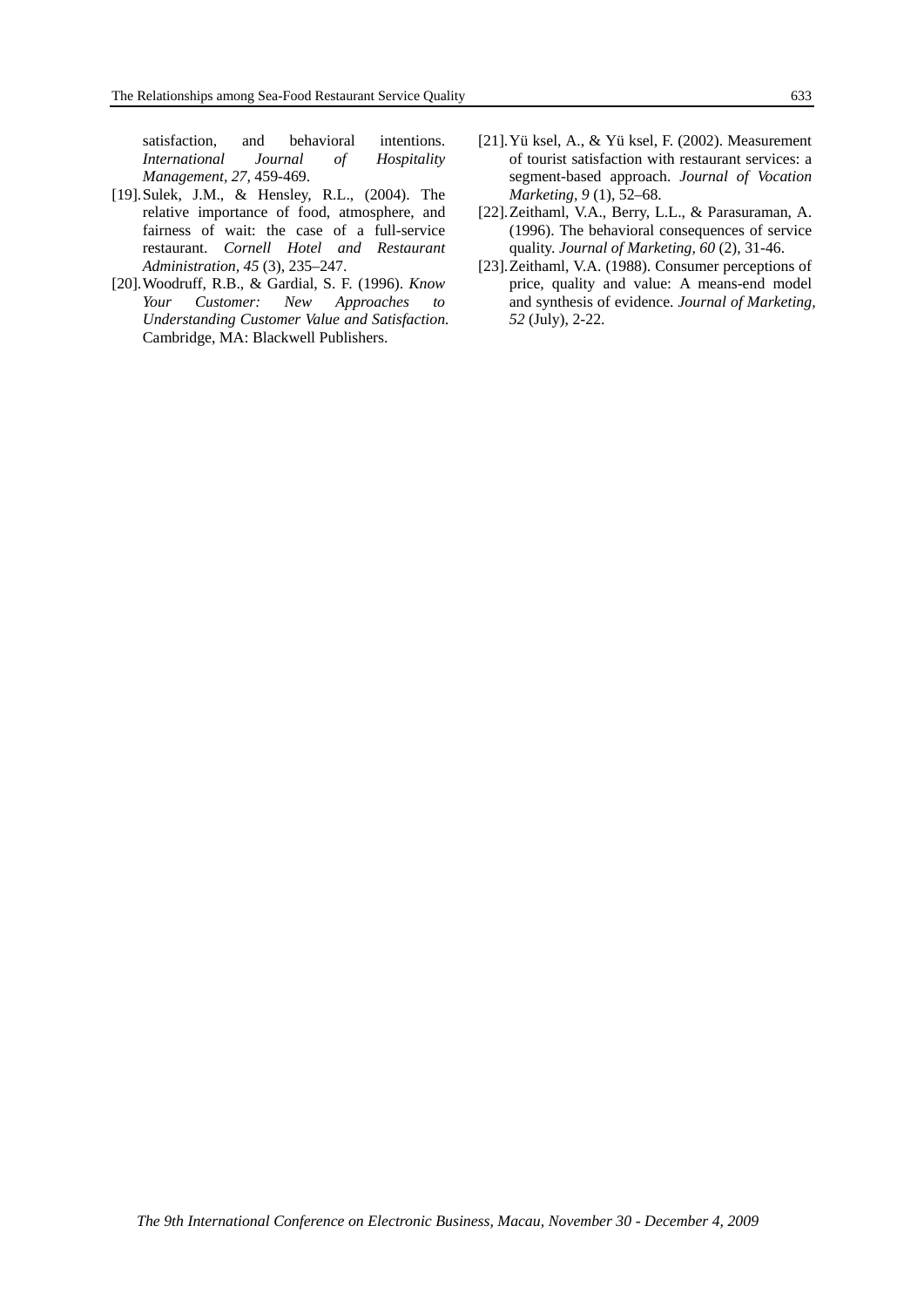satisfaction, and behavioral intentions. *International Journal of Hospitality Management, 27,* 459-469.

[19]. Sulek, J.M., & Hensley, R.L., (2004). The relative importance of food, atmosphere, and fairness of wait: the case of a full-service restaurant. *Cornell Hotel and Restaurant Administration, 45* (3), 235–247.

[20]. Woodruff, R.B., & Gardial, S. F. (1996). *Know Your Customer: New Approaches to Understanding Customer Value and Satisfaction.* Cambridge, MA: Blackwell Publishers.

[21]. Yü ksel, A., & Yü ksel, F. (2002). Measurement of tourist satisfaction with restaurant services: a segment-based approach. *Journal of Vocation Marketing, 9* (1), 52–68.

[22]. Zeithaml, V.A., Berry, L.L., & Parasuraman, A. (1996). The behavioral consequences of service quality. *Journal of Marketing, 60* (2), 31-46.

[23]. Zeithaml, V.A. (1988). Consumer perceptions of price, quality and value: A means-end model and synthesis of evidence. *Journal of Marketing, 52* (July), 2-22.